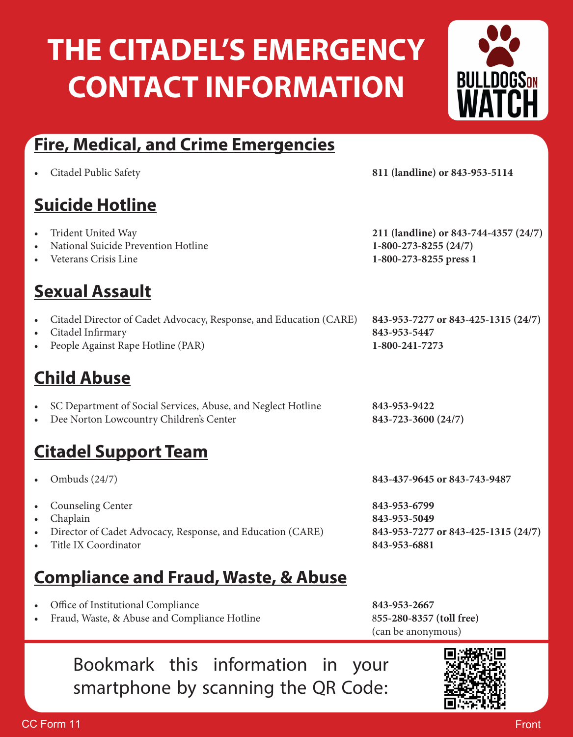# THE CITADEL'S EMERGENCY CONTACT INFORMATION

BULLDOGS ON WATCH

## Fire, Medical, and Crime Emergencies

- Citadel Public Safety — **811 (landline) or 843-953-5114**

## Suicide Hotline

- Trident United Way — **211 (landline) or 843-744-4357 (24/7)**
- National Suicide Prevention Hotline — **1-800-273-8255 (24/7)**
- Veterans Crisis Line — **1-800-273-8255 press 1**

## Sexual Assault

- Citadel Director of Cadet Advocacy, Response, and Education (CARE) — **843-953-7277 or 843-425-1315 (24/7)**
- Citadel Infirmary — **843-953-5447**
- People Against Rape Hotline (PAR) — **1-800-241-7273**

## Child Abuse

- SC Department of Social Services, Abuse, and Neglect Hotline — **843-953-9422**
- Dee Norton Lowcountry Children's Center — **843-723-3600 (24/7)**

## Citadel Support Team

- Ombuds (24/7) — **843-437-9645 or 843-743-9487**
- Counseling Center — **843-953-6799**
- Chaplain — **843-953-5049**
- Director of Cadet Advocacy, Response, and Education (CARE) — **843-953-7277 or 843-425-1315 (24/7)**
- Title IX Coordinator — **843-953-6881**

## Compliance and Fraud, Waste, & Abuse

- Office of Institutional Compliance — **843-953-2667**
- Fraud, Waste, & Abuse and Compliance Hotline — **855-280-8357 (toll free)** (can be anonymous)

Bookmark this information in your smartphone by scanning the QR Code:

CC Form 11 — Front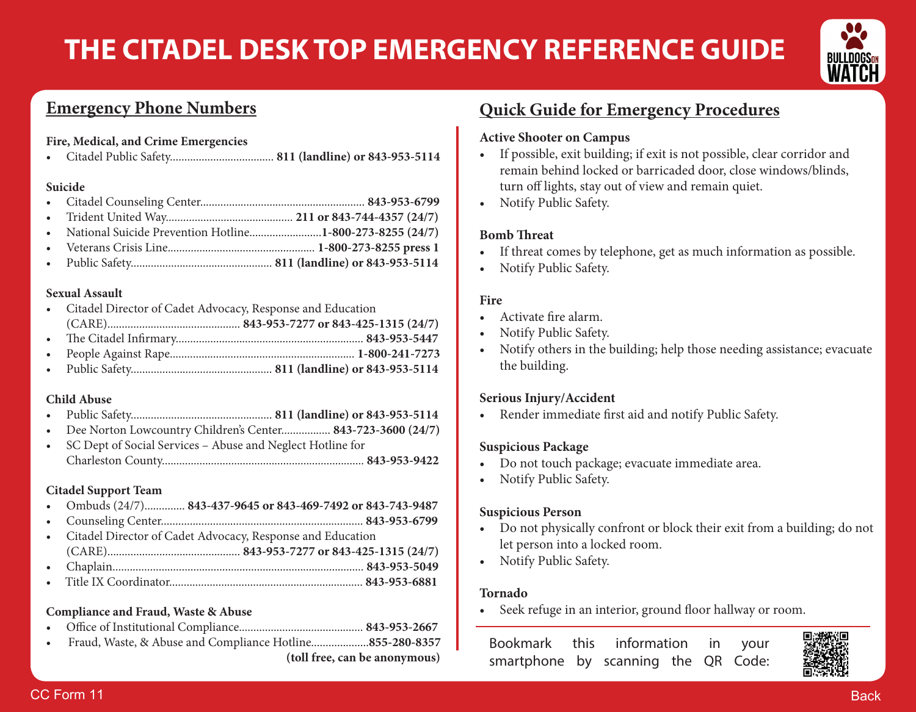# THE CITADEL DESK TOP EMERGENCY REFERENCE GUIDE

## Emergency Phone Numbers

**Fire, Medical, and Crime Emergencies**

- Citadel Public Safety.................................... **811 (landline) or 843-953-5114**

**Suicide**

- Citadel Counseling Center......................................................... **843-953-6799**
- Trident United Way........................................... **211 or 843-744-4357 (24/7)**
- National Suicide Prevention Hotline.........................**1-800-273-8255 (24/7)**
- Veterans Crisis Line.................................................. **1-800-273-8255 press 1**
- Public Safety................................................ **811 (landline) or 843-953-5114**

**Sexual Assault**

- Citadel Director of Cadet Advocacy, Response and Education (CARE)............................................. **843-953-7277 or 843-425-1315 (24/7)**
- The Citadel Infirmary................................................................ **843-953-5447**
- People Against Rape............................................................... **1-800-241-7273**
- Public Safety................................................ **811 (landline) or 843-953-5114**

**Child Abuse**

- Public Safety................................................ **811 (landline) or 843-953-5114**
- Dee Norton Lowcountry Children's Center................ **843-723-3600 (24/7)**
- SC Dept of Social Services – Abuse and Neglect Hotline for Charleston County..................................................................... **843-953-9422**

**Citadel Support Team**

- Ombuds (24/7).............. **843-437-9645 or 843-469-7492 or 843-743-9487**
- Counseling Center..................................................................... **843-953-6799**
- Citadel Director of Cadet Advocacy, Response and Education (CARE)............................................. **843-953-7277 or 843-425-1315 (24/7)**
- Chaplain...................................................................................... **843-953-5049**
- Title IX Coordinator.................................................................. **843-953-6881**

**Compliance and Fraud, Waste & Abuse**

- Office of Institutional Compliance........................................... **843-953-2667**
- Fraud, Waste, & Abuse and Compliance Hotline....................**855-280-8357** **(toll free, can be anonymous)**

## Quick Guide for Emergency Procedures

**Active Shooter on Campus**

- If possible, exit building; if exit is not possible, clear corridor and remain behind locked or barricaded door, close windows/blinds, turn off lights, stay out of view and remain quiet.
- Notify Public Safety.

**Bomb Threat**

- If threat comes by telephone, get as much information as possible.
- Notify Public Safety.

**Fire**

- Activate fire alarm.
- Notify Public Safety.
- Notify others in the building; help those needing assistance; evacuate the building.

**Serious Injury/Accident**

- Render immediate first aid and notify Public Safety.

**Suspicious Package**

- Do not touch package; evacuate immediate area.
- Notify Public Safety.

**Suspicious Person**

- Do not physically confront or block their exit from a building; do not let person into a locked room.
- Notify Public Safety.

**Tornado**

- Seek refuge in an interior, ground floor hallway or room.

Bookmark this information in your smartphone by scanning the QR Code:

CC Form 11

Back